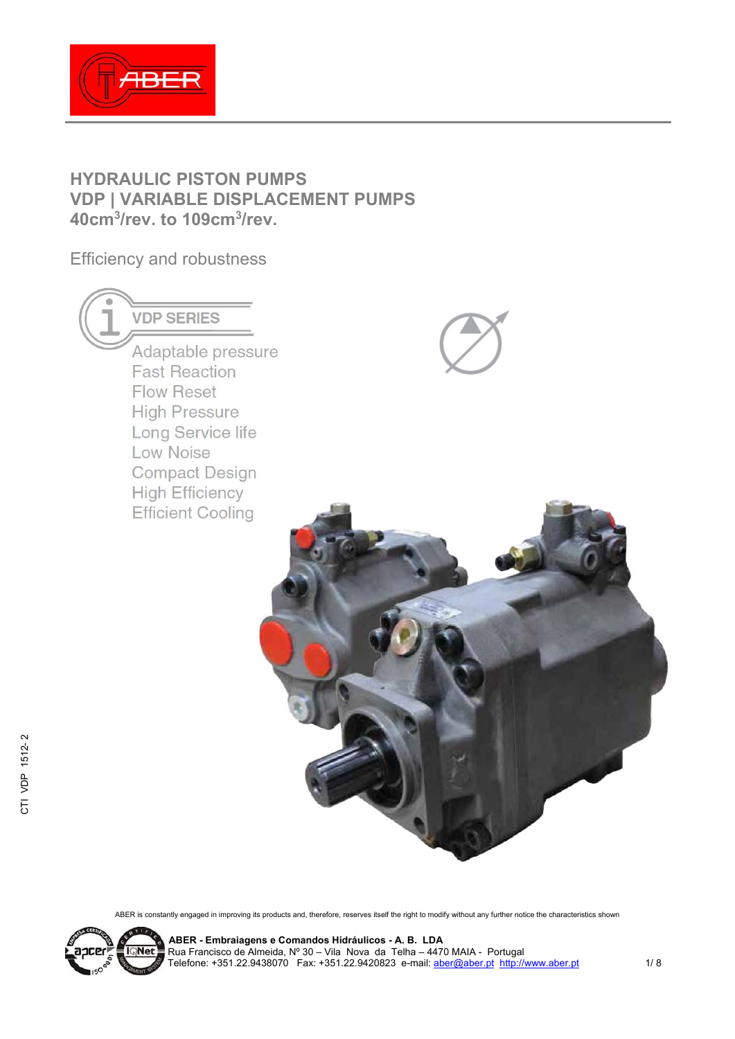# HYDRAULIC PISTON PUMPS
## VDP | VARIABLE DISPLACEMENT PUMPS
## 40cm$^3$/rev. to 109cm$^3$/rev.

Efficiency and robustness

### VDP SERIES

- Adaptable pressure
- Fast Reaction
- Flow Reset
- High Pressure
- Long Service life
- Low Noise
- Compact Design
- High Efficiency
- Efficient Cooling

CTI VDP 1512- 2

ABER is constantly engaged in improving its products and, therefore, reserves itself the right to modify without any further notice the characteristics shown

**ABER - Embraiagens e Comandos Hidráulicos - A. B. LDA**
Rua Francisco de Almeida, Nº 30 – Vila Nova da Telha – 4470 MAIA - Portugal
Telefone: +351.22.9438070 Fax: +351.22.9420823 e-mail: aber@aber.pt http://www.aber.pt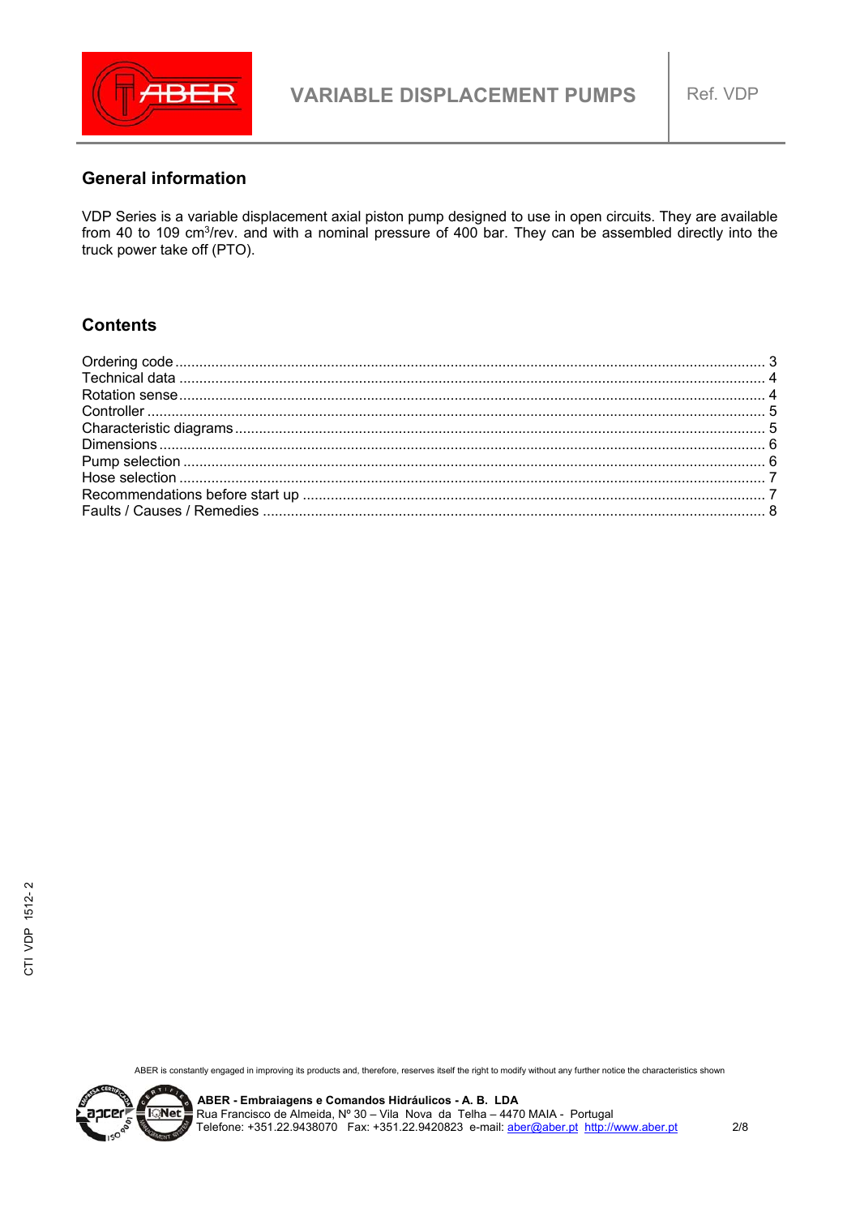## General information

VDP Series is a variable displacement axial piston pump designed to use in open circuits. They are available from 40 to 109 $cm^3$/rev. and with a nominal pressure of 400 bar. They can be assembled directly into the truck power take off (PTO).

## Contents

| | |
|---|---|
| Ordering code | 3 |
| Technical data | 4 |
| Rotation sense | 4 |
| Controller | 5 |
| Characteristic diagrams | 5 |
| Dimensions | 6 |
| Pump selection | 6 |
| Hose selection | 7 |
| Recommendations before start up | 7 |
| Faults / Causes / Remedies | 8 |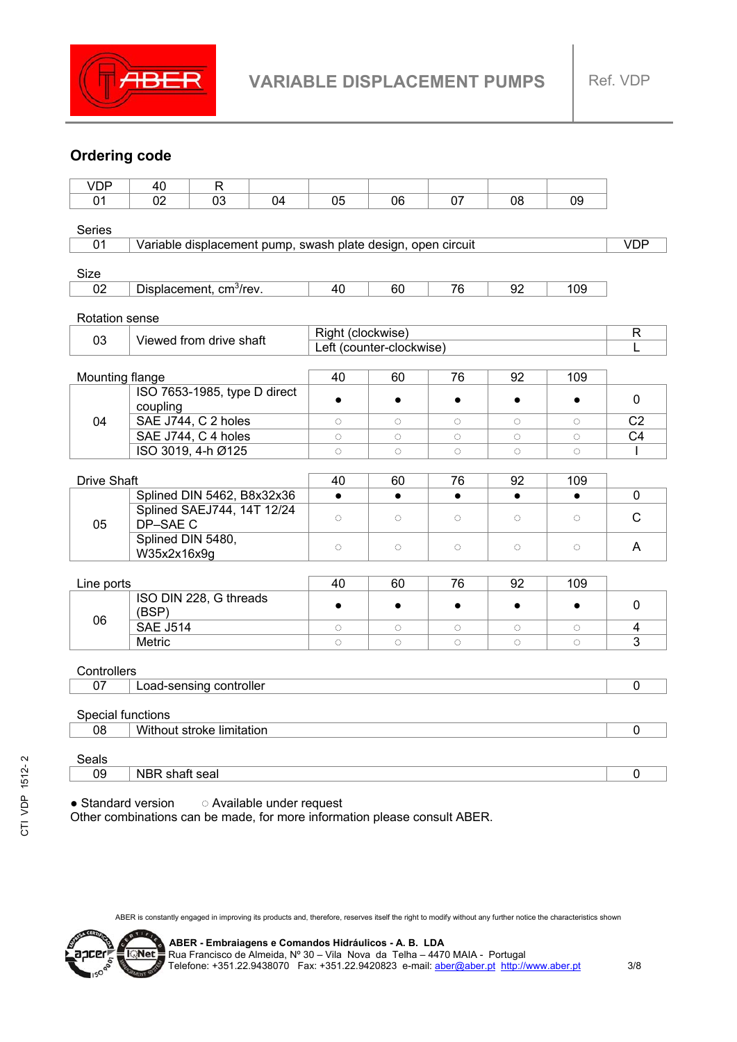# VARIABLE DISPLACEMENT PUMPS

Ref. VDP

## Ordering code

| VDP | 40 | R | | | | | | |
|---|---|---|---|---|---|---|---|---|
| 01 | 02 | 03 | 04 | 05 | 06 | 07 | 08 | 09 |

**Series**

| 01 | Variable displacement pump, swash plate design, open circuit | VDP |
|---|---|---|

**Size**

| 02 | Displacement, $cm^3$/rev. | 40 | 60 | 76 | 92 | 109 |
|---|---|---|---|---|---|---|

**Rotation sense**

| 03 | Viewed from drive shaft | Right (clockwise) | R |
|---|---|---|---|
| | | Left (counter-clockwise) | L |

**Mounting flange**

| | Mounting flange | 40 | 60 | 76 | 92 | 109 | |
|---|---|---|---|---|---|---|---|
| 04 | ISO 7653-1985, type D direct coupling | ● | ● | ● | ● | ● | 0 |
| | SAE J744, C 2 holes | ○ | ○ | ○ | ○ | ○ | C2 |
| | SAE J744, C 4 holes | ○ | ○ | ○ | ○ | ○ | C4 |
| | ISO 3019, 4-h Ø125 | ○ | ○ | ○ | ○ | ○ | I |

**Drive Shaft**

| | Drive Shaft | 40 | 60 | 76 | 92 | 109 | |
|---|---|---|---|---|---|---|---|
| 05 | Splined DIN 5462, B8x32x36 | ● | ● | ● | ● | ● | 0 |
| | Splined SAEJ744, 14T 12/24 DP–SAE C | ○ | ○ | ○ | ○ | ○ | C |
| | Splined DIN 5480, W35x2x16x9g | ○ | ○ | ○ | ○ | ○ | A |

**Line ports**

| | Line ports | 40 | 60 | 76 | 92 | 109 | |
|---|---|---|---|---|---|---|---|
| 06 | ISO DIN 228, G threads (BSP) | ● | ● | ● | ● | ● | 0 |
| | SAE J514 | ○ | ○ | ○ | ○ | ○ | 4 |
| | Metric | ○ | ○ | ○ | ○ | ○ | 3 |

**Controllers**

| 07 | Load-sensing controller | 0 |
|---|---|---|

**Special functions**

| 08 | Without stroke limitation | 0 |
|---|---|---|

**Seals**

| 09 | NBR shaft seal | 0 |
|---|---|---|

● Standard version ○ Available under request

Other combinations can be made, for more information please consult ABER.

ABER is constantly engaged in improving its products and, therefore, reserves itself the right to modify without any further notice the characteristics shown

**ABER - Embraiagens e Comandos Hidráulicos - A. B. LDA**
Rua Francisco de Almeida, Nº 30 – Vila Nova da Telha – 4470 MAIA - Portugal
Telefone: +351.22.9438070 Fax: +351.22.9420823 e-mail: aber@aber.pt http://www.aber.pt

CTI VDP 1512- 2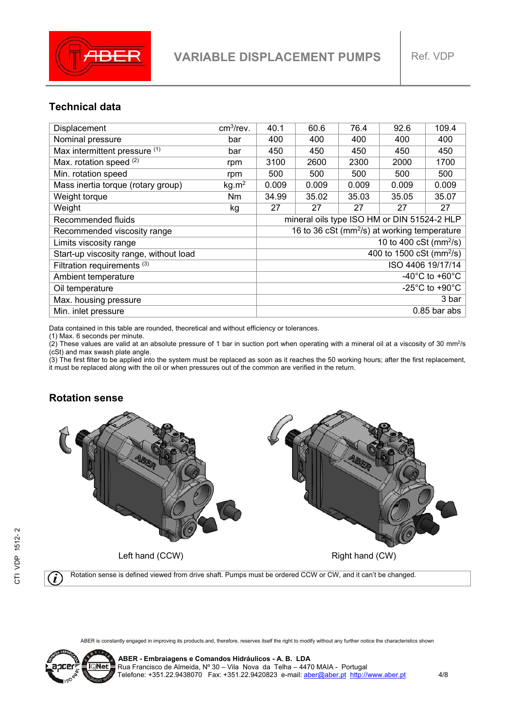## Technical data

| Displacement | $cm^3$/rev. | 40.1 | 60.6 | 76.4 | 92.6 | 109.4 |
|---|---|---|---|---|---|---|
| Nominal pressure | bar | 400 | 400 | 400 | 400 | 400 |
| Max intermittent pressure (1) | bar | 450 | 450 | 450 | 450 | 450 |
| Max. rotation speed (2) | rpm | 3100 | 2600 | 2300 | 2000 | 1700 |
| Min. rotation speed | rpm | 500 | 500 | 500 | 500 | 500 |
| Mass inertia torque (rotary group) | kg.$m^2$ | 0.009 | 0.009 | 0.009 | 0.009 | 0.009 |
| Weight torque | Nm | 34.99 | 35.02 | 35.03 | 35.05 | 35.07 |
| Weight | kg | 27 | 27 | 27 | 27 | 27 |
| Recommended fluids | | mineral oils type ISO HM or DIN 51524-2 HLP | | | | |
| Recommended viscosity range | | 16 to 36 cSt ($mm^2$/s) at working temperature | | | | |
| Limits viscosity range | | 10 to 400 cSt ($mm^2$/s) | | | | |
| Start-up viscosity range, without load | | 400 to 1500 cSt ($mm^2$/s) | | | | |
| Filtration requirements (3) | | ISO 4406 19/17/14 | | | | |
| Ambient temperature | | -40°C to +60°C | | | | |
| Oil temperature | | -25°C to +90°C | | | | |
| Max. housing pressure | | 3 bar | | | | |
| Min. inlet pressure | | 0.85 bar abs | | | | |

Data contained in this table are rounded, theoretical and without efficiency or tolerances.

(1) Max. 6 seconds per minute.

(2) These values are valid at an absolute pressure of 1 bar in suction port when operating with a mineral oil at a viscosity of 30 $mm^2$/s (cSt) and max swash plate angle.

(3) The first filter to be applied into the system must be replaced as soon as it reaches the 50 working hours; after the first replacement, it must be replaced along with the oil or when pressures out of the common are verified in the return.

## Rotation sense

Left hand (CCW)

Right hand (CW)

Rotation sense is defined viewed from drive shaft. Pumps must be ordered CCW or CW, and it can't be changed.

ABER is constantly engaged in improving its products and, therefore, reserves itself the right to modify without any further notice the characteristics shown

**ABER - Embraiagens e Comandos Hidráulicos - A. B. LDA**
Rua Francisco de Almeida, Nº 30 – Vila Nova da Telha – 4470 MAIA - Portugal
Telefone: +351.22.9438070 Fax: +351.22.9420823 e-mail: aber@aber.pt http://www.aber.pt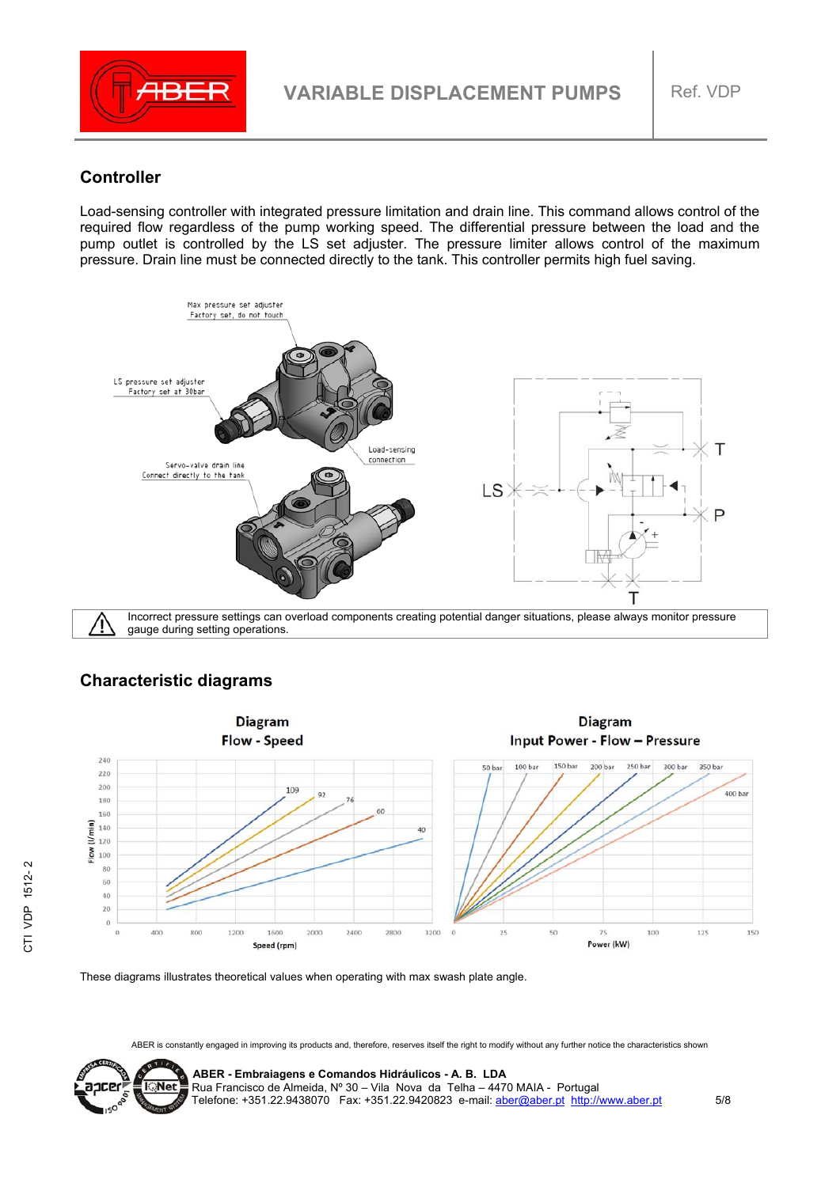## Controller

Load-sensing controller with integrated pressure limitation and drain line. This command allows control of the required flow regardless of the pump working speed. The differential pressure between the load and the pump outlet is controlled by the LS set adjuster. The pressure limiter allows control of the maximum pressure. Drain line must be connected directly to the tank. This controller permits high fuel saving.

Max pressure set adjuster
Factory set, do not touch

LS pressure set adjuster
Factory set at 30bar

Load-sensing connection

Servo-valve drain line
Connect directly to the tank

⚠ Incorrect pressure settings can overload components creating potential danger situations, please always monitor pressure gauge during setting operations.

## Characteristic diagrams

**Diagram Flow - Speed**

**Diagram Input Power - Flow – Pressure**

These diagrams illustrates theoretical values when operating with max swash plate angle.

ABER is constantly engaged in improving its products and, therefore, reserves itself the right to modify without any further notice the characteristics shown

**ABER - Embraiagens e Comandos Hidráulicos - A. B. LDA**
Rua Francisco de Almeida, Nº 30 – Vila Nova da Telha – 4470 MAIA - Portugal
Telefone: +351.22.9438070 Fax: +351.22.9420823 e-mail: aber@aber.pt http://www.aber.pt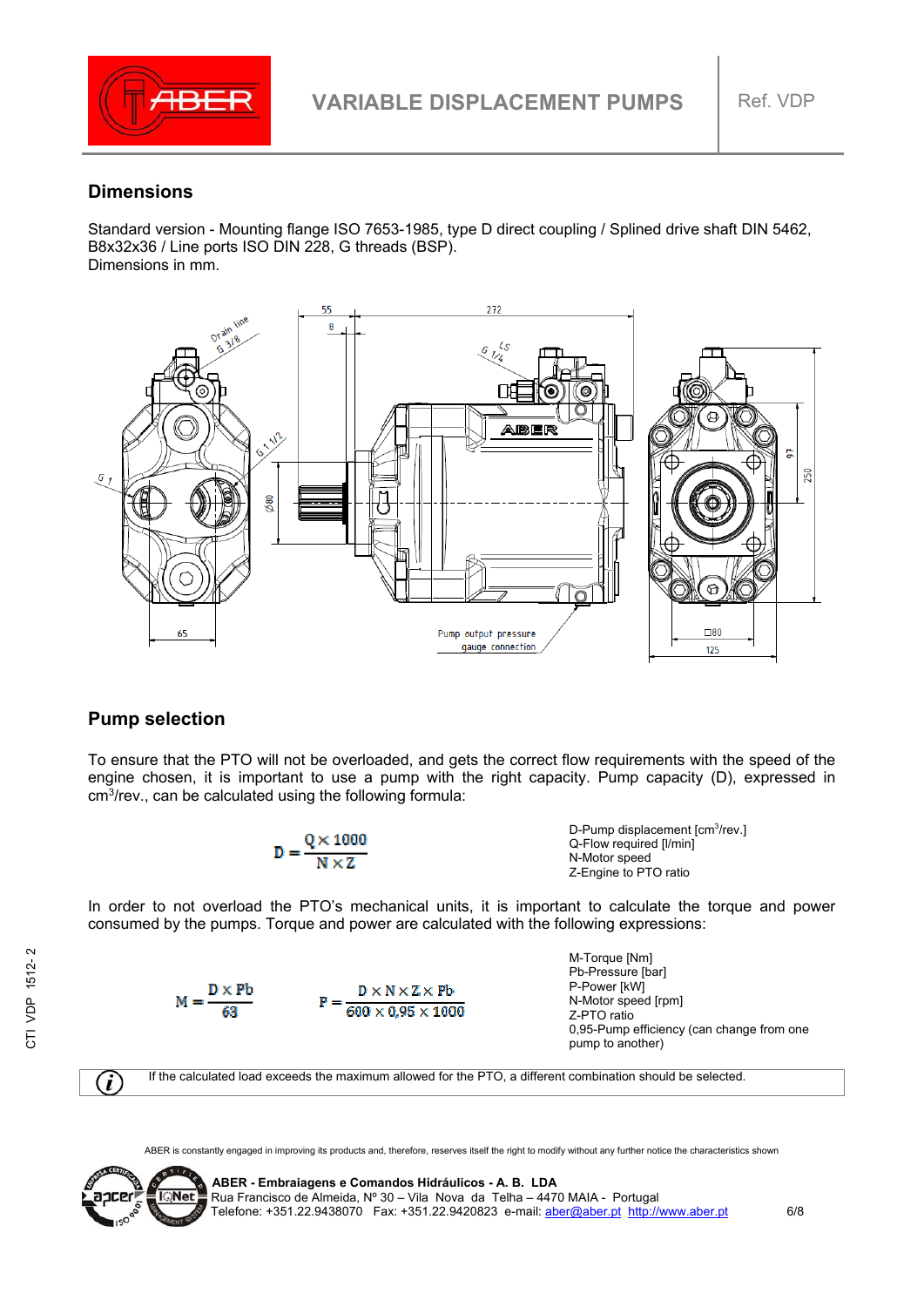## Dimensions

Standard version - Mounting flange ISO 7653-1985, type D direct coupling / Splined drive shaft DIN 5462, B8x32x36 / Line ports ISO DIN 228, G threads (BSP).
Dimensions in mm.

Drain line G 3/8 — G 1/4 LS — 55 — 8 — 272 — G 1 1/2 — G 1 — Ø80 — 97 — 250 — 65 — Pump output pressure gauge connection — □80 — 125

## Pump selection

To ensure that the PTO will not be overloaded, and gets the correct flow requirements with the speed of the engine chosen, it is important to use a pump with the right capacity. Pump capacity (D), expressed in cm³/rev., can be calculated using the following formula:

$$D = \frac{Q \times 1000}{N \times Z}$$

D-Pump displacement [cm³/rev.]
Q-Flow required [l/min]
N-Motor speed
Z-Engine to PTO ratio

In order to not overload the PTO's mechanical units, it is important to calculate the torque and power consumed by the pumps. Torque and power are calculated with the following expressions:

$$M = \frac{D \times Pb}{63} \qquad P = \frac{D \times N \times Z \times Pb}{600 \times 0{,}95 \times 1000}$$

M-Torque [Nm]
Pb-Pressure [bar]
P-Power [kW]
N-Motor speed [rpm]
Z-PTO ratio
0,95-Pump efficiency (can change from one pump to another)

If the calculated load exceeds the maximum allowed for the PTO, a different combination should be selected.

ABER is constantly engaged in improving its products and, therefore, reserves itself the right to modify without any further notice the characteristics shown

**ABER - Embraiagens e Comandos Hidráulicos - A. B. LDA**
Rua Francisco de Almeida, Nº 30 – Vila Nova da Telha – 4470 MAIA - Portugal
Telefone: +351.22.9438070 Fax: +351.22.9420823 e-mail: aber@aber.pt http://www.aber.pt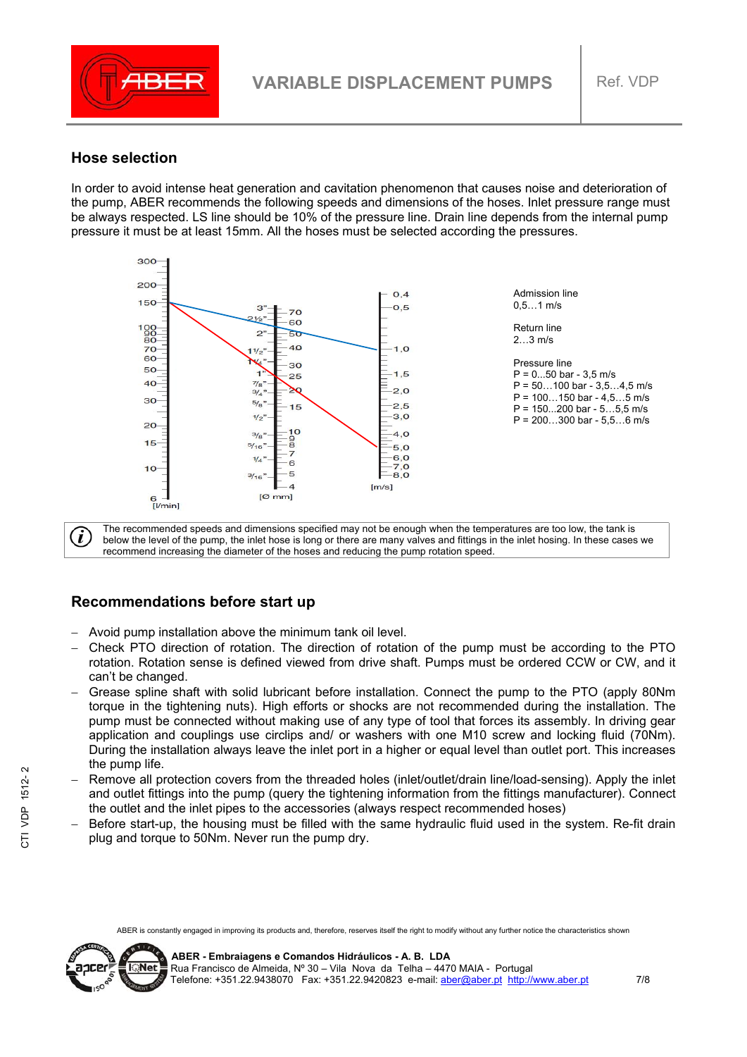## Hose selection

In order to avoid intense heat generation and cavitation phenomenon that causes noise and deterioration of the pump, ABER recommends the following speeds and dimensions of the hoses. Inlet pressure range must be always respected. LS line should be 10% of the pressure line. Drain line depends from the internal pump pressure it must be at least 15mm. All the hoses must be selected according the pressures.

Admission line
0,5…1 m/s

Return line
2…3 m/s

Pressure line
P = 0...50 bar - 3,5 m/s
P = 50…100 bar - 3,5…4,5 m/s
P = 100…150 bar - 4,5…5 m/s
P = 150...200 bar - 5…5,5 m/s
P = 200…300 bar - 5,5…6 m/s

The recommended speeds and dimensions specified may not be enough when the temperatures are too low, the tank is below the level of the pump, the inlet hose is long or there are many valves and fittings in the inlet hosing. In these cases we recommend increasing the diameter of the hoses and reducing the pump rotation speed.

## Recommendations before start up

- Avoid pump installation above the minimum tank oil level.
- Check PTO direction of rotation. The direction of rotation of the pump must be according to the PTO rotation. Rotation sense is defined viewed from drive shaft. Pumps must be ordered CCW or CW, and it can't be changed.
- Grease spline shaft with solid lubricant before installation. Connect the pump to the PTO (apply 80Nm torque in the tightening nuts). High efforts or shocks are not recommended during the installation. The pump must be connected without making use of any type of tool that forces its assembly. In driving gear application and couplings use circlips and/ or washers with one M10 screw and locking fluid (70Nm). During the installation always leave the inlet port in a higher or equal level than outlet port. This increases the pump life.
- Remove all protection covers from the threaded holes (inlet/outlet/drain line/load-sensing). Apply the inlet and outlet fittings into the pump (query the tightening information from the fittings manufacturer). Connect the outlet and the inlet pipes to the accessories (always respect recommended hoses)
- Before start-up, the housing must be filled with the same hydraulic fluid used in the system. Re-fit drain plug and torque to 50Nm. Never run the pump dry.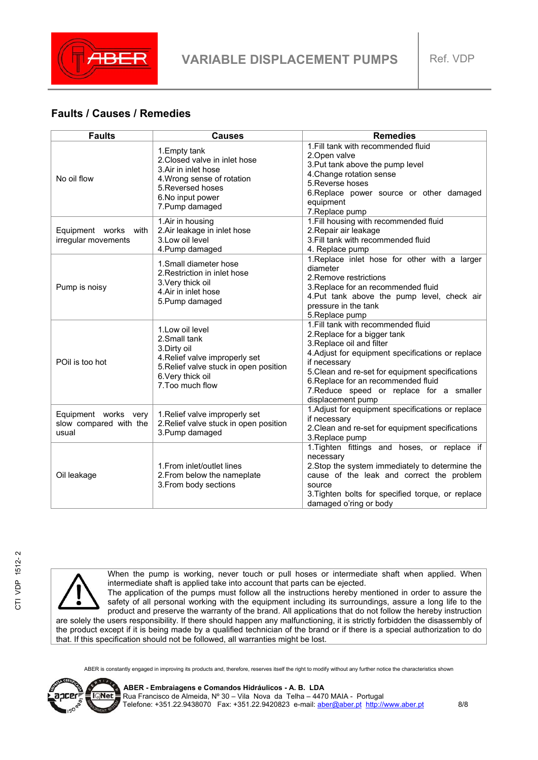## Faults / Causes / Remedies

| Faults | Causes | Remedies |
|---|---|---|
| No oil flow | 1.Empty tank<br>2.Closed valve in inlet hose<br>3.Air in inlet hose<br>4.Wrong sense of rotation<br>5.Reversed hoses<br>6.No input power<br>7.Pump damaged | 1.Fill tank with recommended fluid<br>2.Open valve<br>3.Put tank above the pump level<br>4.Change rotation sense<br>5.Reverse hoses<br>6.Replace power source or other damaged equipment<br>7.Replace pump |
| Equipment works with irregular movements | 1.Air in housing<br>2.Air leakage in inlet hose<br>3.Low oil level<br>4.Pump damaged | 1.Fill housing with recommended fluid<br>2.Repair air leakage<br>3.Fill tank with recommended fluid<br>4. Replace pump |
| Pump is noisy | 1.Small diameter hose<br>2.Restriction in inlet hose<br>3.Very thick oil<br>4.Air in inlet hose<br>5.Pump damaged | 1.Replace inlet hose for other with a larger diameter<br>2.Remove restrictions<br>3.Replace for an recommended fluid<br>4.Put tank above the pump level, check air pressure in the tank<br>5.Replace pump |
| POil is too hot | 1.Low oil level<br>2.Small tank<br>3.Dirty oil<br>4.Relief valve improperly set<br>5.Relief valve stuck in open position<br>6.Very thick oil<br>7.Too much flow | 1.Fill tank with recommended fluid<br>2.Replace for a bigger tank<br>3.Replace oil and filter<br>4.Adjust for equipment specifications or replace if necessary<br>5.Clean and re-set for equipment specifications<br>6.Replace for an recommended fluid<br>7.Reduce speed or replace for a smaller displacement pump |
| Equipment works very slow compared with the usual | 1.Relief valve improperly set<br>2.Relief valve stuck in open position<br>3.Pump damaged | 1.Adjust for equipment specifications or replace if necessary<br>2.Clean and re-set for equipment specifications<br>3.Replace pump |
| Oil leakage | 1.From inlet/outlet lines<br>2.From below the nameplate<br>3.From body sections | 1.Tighten fittings and hoses, or replace if necessary<br>2.Stop the system immediately to determine the cause of the leak and correct the problem source<br>3.Tighten bolts for specified torque, or replace damaged o'ring or body |

When the pump is working, never touch or pull hoses or intermediate shaft when applied. When intermediate shaft is applied take into account that parts can be ejected.
The application of the pumps must follow all the instructions hereby mentioned in order to assure the safety of all personal working with the equipment including its surroundings, assure a long life to the product and preserve the warranty of the brand. All applications that do not follow the hereby instruction are solely the users responsibility. If there should happen any malfunctioning, it is strictly forbidden the disassembly of the product except if it is being made by a qualified technician of the brand or if there is a special authorization to do that. If this specification should not be followed, all warranties might be lost.

ABER is constantly engaged in improving its products and, therefore, reserves itself the right to modify without any further notice the characteristics shown

**ABER - Embraiagens e Comandos Hidráulicos - A. B. LDA**
Rua Francisco de Almeida, Nº 30 – Vila Nova da Telha – 4470 MAIA - Portugal
Telefone: +351.22.9438070 Fax: +351.22.9420823 e-mail: aber@aber.pt http://www.aber.pt